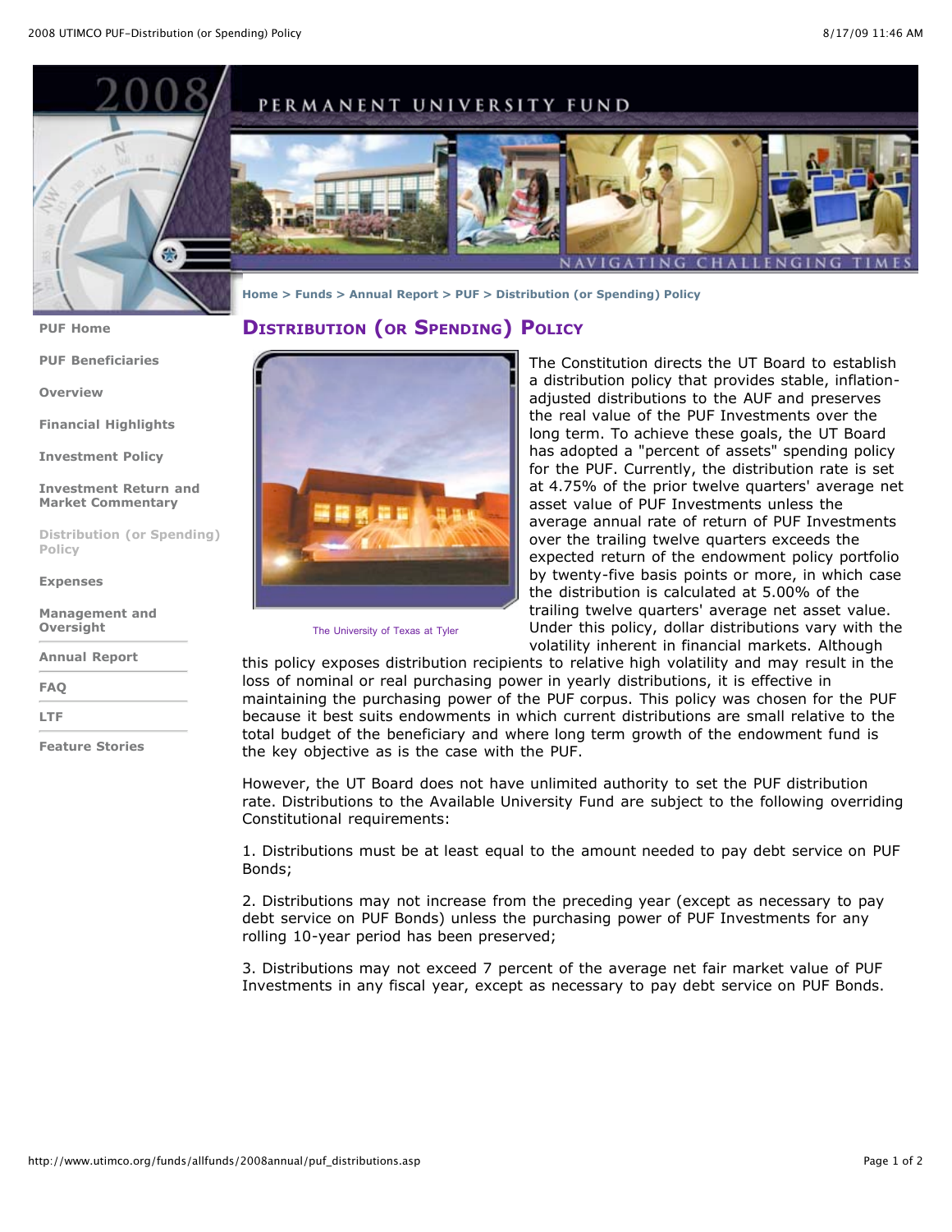# PERMANENT UNIVERSITY FUND

NAVIGATING CHALLENGING TIMES

Home > Funds > Annual Report > PUF > Distribution (or Spending) Policy

- PUF Home
- PUF Beneficiaries
- Overview
- Financial Highlights
- Investment Policy
- Investment Return and Market Commentary
- Distribution (or Spending) Policy
- Expenses
- Management and Oversight
- Annual Report
- FAQ
- LTF
- Feature Stories

## Distribution (or Spending) Policy

The University of Texas at Tyler

The Constitution directs the UT Board to establish a distribution policy that provides stable, inflation-adjusted distributions to the AUF and preserves the real value of the PUF Investments over the long term. To achieve these goals, the UT Board has adopted a "percent of assets" spending policy for the PUF. Currently, the distribution rate is set at 4.75% of the prior twelve quarters' average net asset value of PUF Investments unless the average annual rate of return of PUF Investments over the trailing twelve quarters exceeds the expected return of the endowment policy portfolio by twenty-five basis points or more, in which case the distribution is calculated at 5.00% of the trailing twelve quarters' average net asset value. Under this policy, dollar distributions vary with the volatility inherent in financial markets. Although this policy exposes distribution recipients to relative high volatility and may result in the loss of nominal or real purchasing power in yearly distributions, it is effective in maintaining the purchasing power of the PUF corpus. This policy was chosen for the PUF because it best suits endowments in which current distributions are small relative to the total budget of the beneficiary and where long term growth of the endowment fund is the key objective as is the case with the PUF.

However, the UT Board does not have unlimited authority to set the PUF distribution rate. Distributions to the Available University Fund are subject to the following overriding Constitutional requirements:

1. Distributions must be at least equal to the amount needed to pay debt service on PUF Bonds;

2. Distributions may not increase from the preceding year (except as necessary to pay debt service on PUF Bonds) unless the purchasing power of PUF Investments for any rolling 10-year period has been preserved;

3. Distributions may not exceed 7 percent of the average net fair market value of PUF Investments in any fiscal year, except as necessary to pay debt service on PUF Bonds.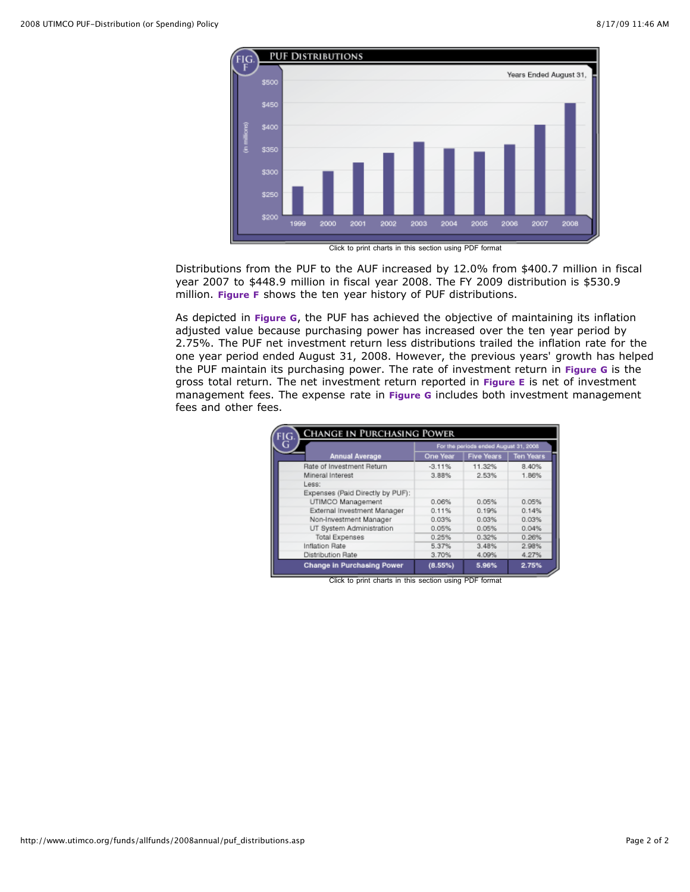FIG. F

PUF DISTRIBUTIONS

Years Ended August 31,

(in millions)

$500
$450
$400
$350
$300
$250
$200

1999 2000 2001 2002 2003 2004 2005 2006 2007 2008

Click to print charts in this section using PDF format

Distributions from the PUF to the AUF increased by 12.0% from $400.7 million in fiscal year 2007 to $448.9 million in fiscal year 2008. The FY 2009 distribution is $530.9 million. **Figure F** shows the ten year history of PUF distributions.

As depicted in **Figure G**, the PUF has achieved the objective of maintaining its inflation adjusted value because purchasing power has increased over the ten year period by 2.75%. The PUF net investment return less distributions trailed the inflation rate for the one year period ended August 31, 2008. However, the previous years' growth has helped the PUF maintain its purchasing power. The rate of investment return in **Figure G** is the gross total return. The net investment return reported in **Figure E** is net of investment management fees. The expense rate in **Figure G** includes both investment management fees and other fees.

FIG. G

CHANGE IN PURCHASING POWER

| | For the periods ended August 31, 2008 | | |
|---|---|---|---|
| **Annual Average** | **One Year** | **Five Years** | **Ten Years** |
| Rate of Investment Return | -3.11% | 11.32% | 8.40% |
| Mineral Interest | 3.88% | 2.53% | 1.86% |
| Less: | | | |
| Expenses (Paid Directly by PUF): | | | |
| UTIMCO Management | 0.06% | 0.05% | 0.05% |
| External Investment Manager | 0.11% | 0.19% | 0.14% |
| Non-Investment Manager | 0.03% | 0.03% | 0.03% |
| UT System Administration | 0.05% | 0.05% | 0.04% |
| Total Expenses | 0.25% | 0.32% | 0.26% |
| Inflation Rate | 5.37% | 3.48% | 2.98% |
| Distribution Rate | 3.70% | 4.09% | 4.27% |
| **Change in Purchasing Power** | **(8.55%)** | **5.96%** | **2.75%** |

Click to print charts in this section using PDF format